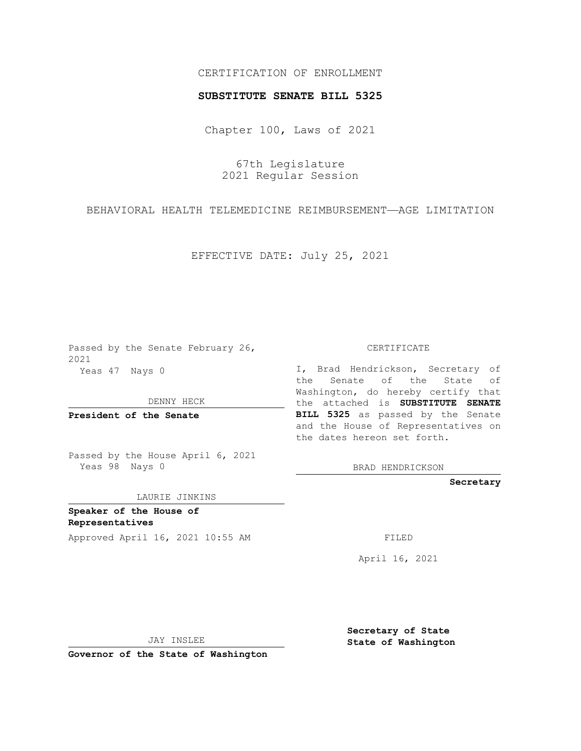CERTIFICATION OF ENROLLMENT

**SUBSTITUTE SENATE BILL 5325**

Chapter 100, Laws of 2021

67th Legislature
2021 Regular Session

BEHAVIORAL HEALTH TELEMEDICINE REIMBURSEMENT—AGE LIMITATION

EFFECTIVE DATE: July 25, 2021

Passed by the Senate February 26, 2021
Yeas 47 Nays 0

DENNY HECK

**President of the Senate**

Passed by the House April 6, 2021
Yeas 98 Nays 0

LAURIE JINKINS

**Speaker of the House of Representatives**

Approved April 16, 2021 10:55 AM

JAY INSLEE

**Governor of the State of Washington**

CERTIFICATE

I, Brad Hendrickson, Secretary of the Senate of the State of Washington, do hereby certify that the attached is **SUBSTITUTE SENATE BILL 5325** as passed by the Senate and the House of Representatives on the dates hereon set forth.

BRAD HENDRICKSON

**Secretary**

FILED

April 16, 2021

**Secretary of State**
**State of Washington**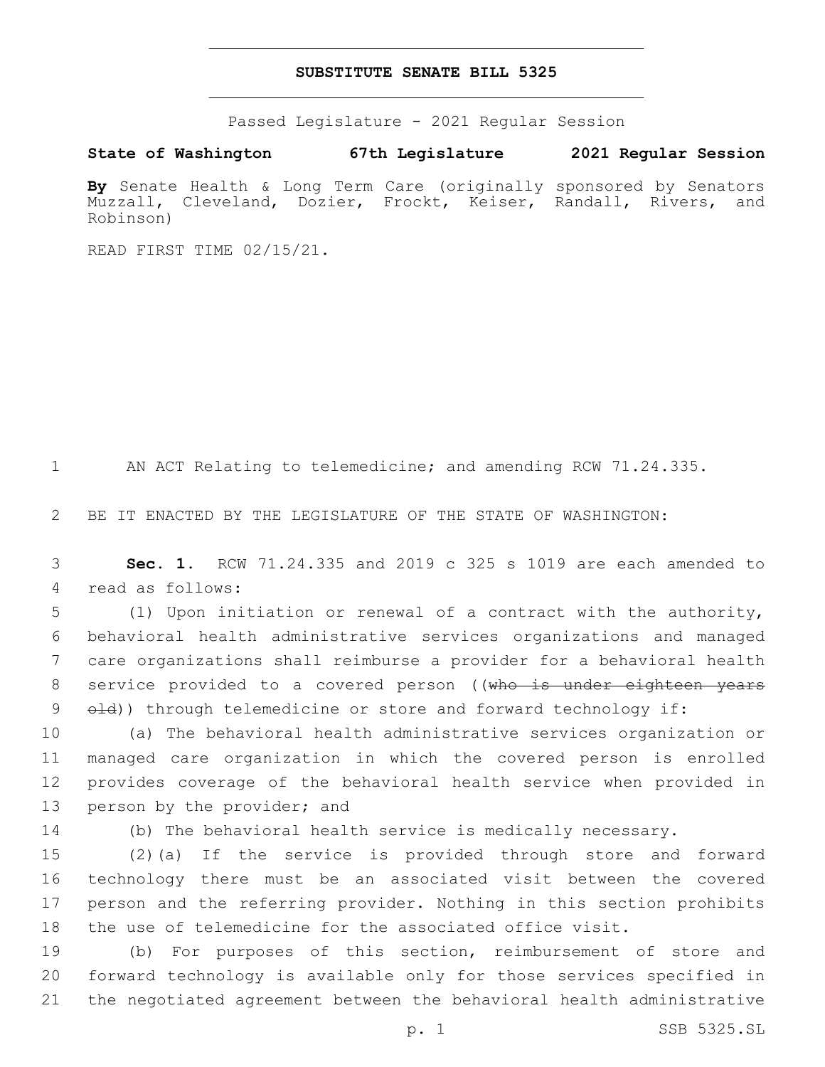# SUBSTITUTE SENATE BILL 5325

Passed Legislature - 2021 Regular Session

**State of Washington 67th Legislature 2021 Regular Session**

**By** Senate Health & Long Term Care (originally sponsored by Senators Muzzall, Cleveland, Dozier, Frockt, Keiser, Randall, Rivers, and Robinson)

READ FIRST TIME 02/15/21.

1 AN ACT Relating to telemedicine; and amending RCW 71.24.335.

2 BE IT ENACTED BY THE LEGISLATURE OF THE STATE OF WASHINGTON:

3 **Sec. 1.** RCW 71.24.335 and 2019 c 325 s 1019 are each amended to 4 read as follows:

5 (1) Upon initiation or renewal of a contract with the authority, 6 behavioral health administrative services organizations and managed 7 care organizations shall reimburse a provider for a behavioral health 8 service provided to a covered person ((~~who is under eighteen years~~ 9 ~~old~~)) through telemedicine or store and forward technology if:

10 (a) The behavioral health administrative services organization or 11 managed care organization in which the covered person is enrolled 12 provides coverage of the behavioral health service when provided in 13 person by the provider; and

14 (b) The behavioral health service is medically necessary.

15 (2)(a) If the service is provided through store and forward 16 technology there must be an associated visit between the covered 17 person and the referring provider. Nothing in this section prohibits 18 the use of telemedicine for the associated office visit.

19 (b) For purposes of this section, reimbursement of store and 20 forward technology is available only for those services specified in 21 the negotiated agreement between the behavioral health administrative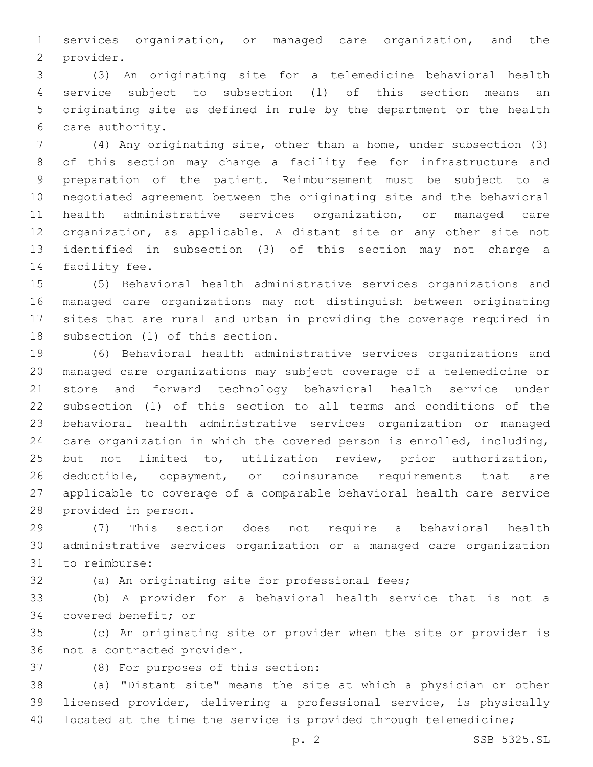services organization, or managed care organization, and the provider.

(3) An originating site for a telemedicine behavioral health service subject to subsection (1) of this section means an originating site as defined in rule by the department or the health care authority.

(4) Any originating site, other than a home, under subsection (3) of this section may charge a facility fee for infrastructure and preparation of the patient. Reimbursement must be subject to a negotiated agreement between the originating site and the behavioral health administrative services organization, or managed care organization, as applicable. A distant site or any other site not identified in subsection (3) of this section may not charge a facility fee.

(5) Behavioral health administrative services organizations and managed care organizations may not distinguish between originating sites that are rural and urban in providing the coverage required in subsection (1) of this section.

(6) Behavioral health administrative services organizations and managed care organizations may subject coverage of a telemedicine or store and forward technology behavioral health service under subsection (1) of this section to all terms and conditions of the behavioral health administrative services organization or managed care organization in which the covered person is enrolled, including, but not limited to, utilization review, prior authorization, deductible, copayment, or coinsurance requirements that are applicable to coverage of a comparable behavioral health care service provided in person.

(7) This section does not require a behavioral health administrative services organization or a managed care organization to reimburse:

(a) An originating site for professional fees;

(b) A provider for a behavioral health service that is not a covered benefit; or

(c) An originating site or provider when the site or provider is not a contracted provider.

(8) For purposes of this section:

(a) "Distant site" means the site at which a physician or other licensed provider, delivering a professional service, is physically located at the time the service is provided through telemedicine;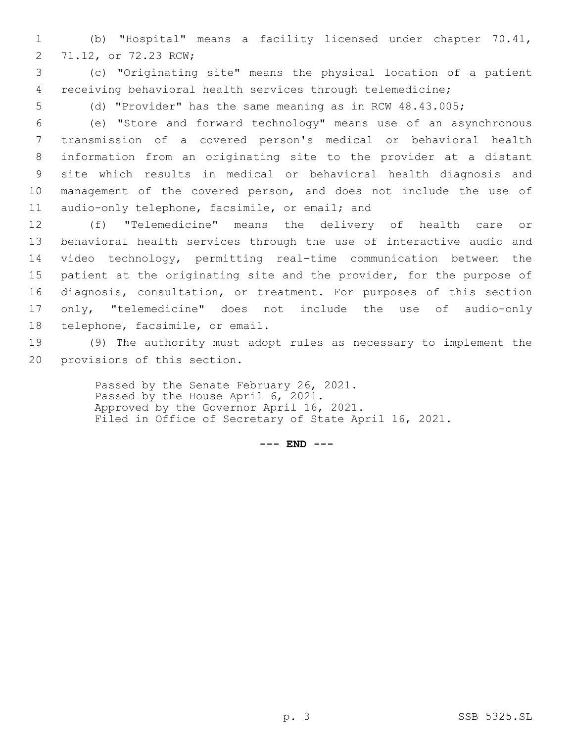(b) "Hospital" means a facility licensed under chapter 70.41, 71.12, or 72.23 RCW;

(c) "Originating site" means the physical location of a patient receiving behavioral health services through telemedicine;

(d) "Provider" has the same meaning as in RCW 48.43.005;

(e) "Store and forward technology" means use of an asynchronous transmission of a covered person's medical or behavioral health information from an originating site to the provider at a distant site which results in medical or behavioral health diagnosis and management of the covered person, and does not include the use of audio-only telephone, facsimile, or email; and

(f) "Telemedicine" means the delivery of health care or behavioral health services through the use of interactive audio and video technology, permitting real-time communication between the patient at the originating site and the provider, for the purpose of diagnosis, consultation, or treatment. For purposes of this section only, "telemedicine" does not include the use of audio-only telephone, facsimile, or email.

(9) The authority must adopt rules as necessary to implement the provisions of this section.

Passed by the Senate February 26, 2021.
Passed by the House April 6, 2021.
Approved by the Governor April 16, 2021.
Filed in Office of Secretary of State April 16, 2021.

**--- END ---**